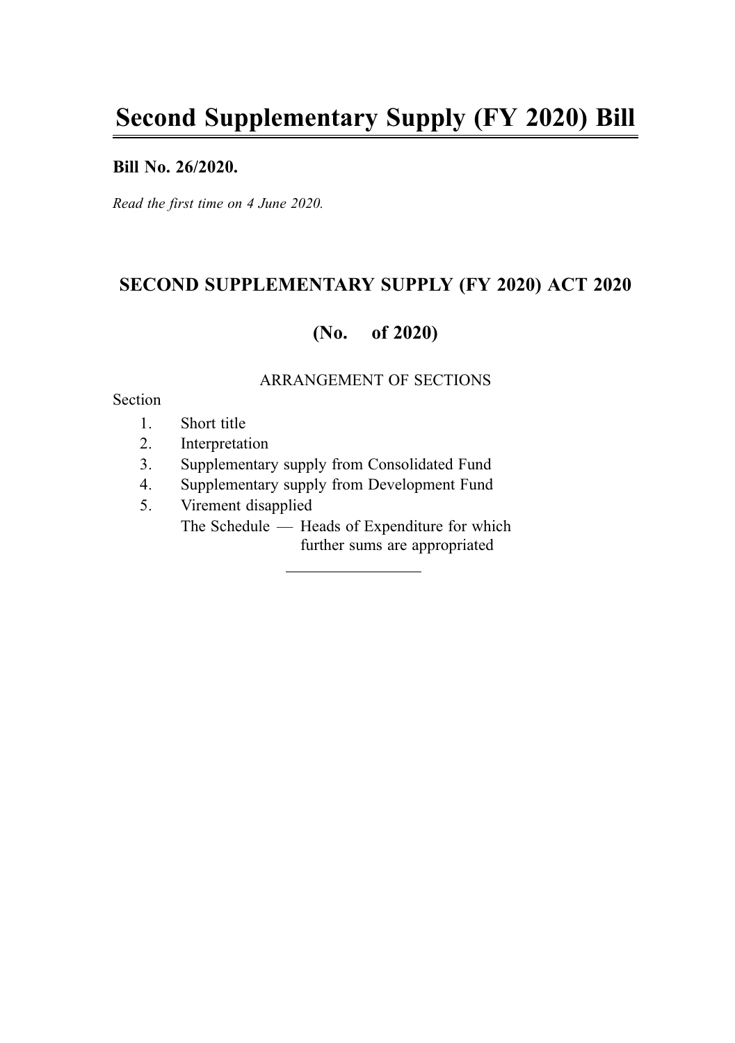# Second Supplementary Supply (FY 2020) Bill

**Bill No. 26/2020.**

*Read the first time on 4 June 2020.*

## SECOND SUPPLEMENTARY SUPPLY (FY 2020) ACT 2020

## (No. of 2020)

ARRANGEMENT OF SECTIONS

Section

1. Short title
2. Interpretation
3. Supplementary supply from Consolidated Fund
4. Supplementary supply from Development Fund
5. Virement disapplied

The Schedule — Heads of Expenditure for which further sums are appropriated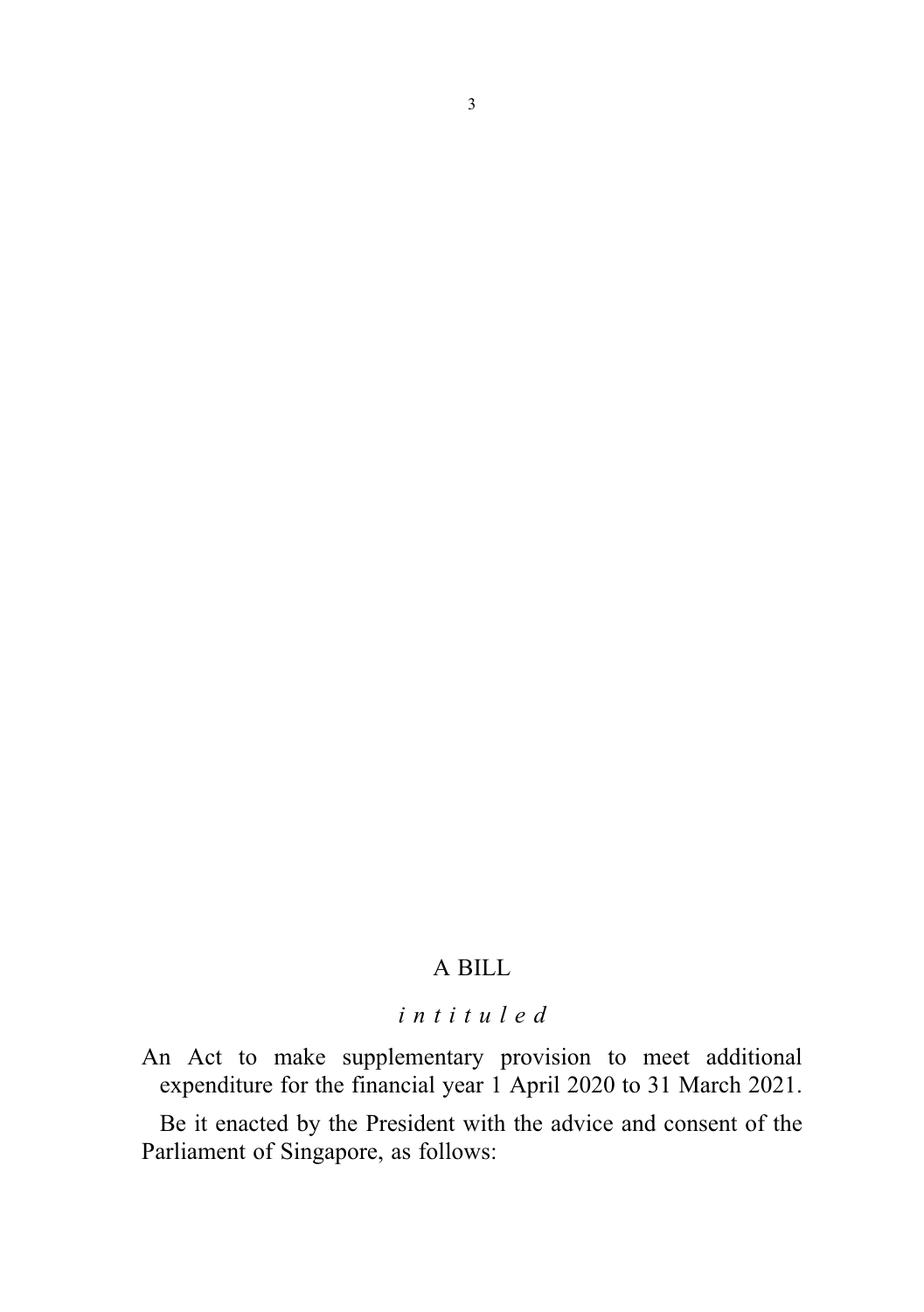## A BILL

*i n t i t u l e d*

An Act to make supplementary provision to meet additional expenditure for the financial year 1 April 2020 to 31 March 2021.

Be it enacted by the President with the advice and consent of the Parliament of Singapore, as follows: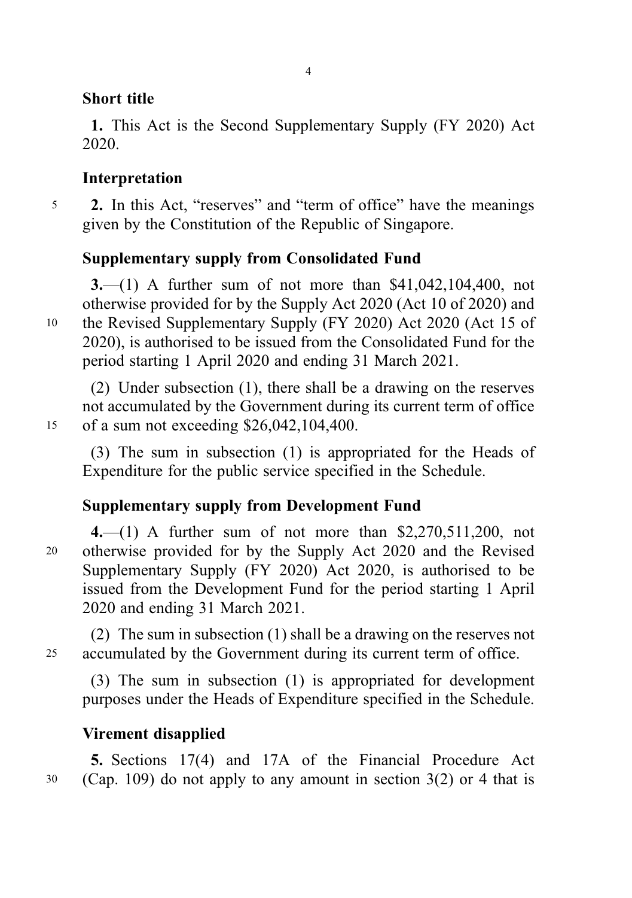### Short title

**1.** This Act is the Second Supplementary Supply (FY 2020) Act 2020.

### Interpretation

**2.** In this Act, "reserves" and "term of office" have the meanings given by the Constitution of the Republic of Singapore.

### Supplementary supply from Consolidated Fund

**3.**—(1) A further sum of not more than $41,042,104,400, not otherwise provided for by the Supply Act 2020 (Act 10 of 2020) and the Revised Supplementary Supply (FY 2020) Act 2020 (Act 15 of 2020), is authorised to be issued from the Consolidated Fund for the period starting 1 April 2020 and ending 31 March 2021.

(2) Under subsection (1), there shall be a drawing on the reserves not accumulated by the Government during its current term of office of a sum not exceeding $26,042,104,400.

(3) The sum in subsection (1) is appropriated for the Heads of Expenditure for the public service specified in the Schedule.

### Supplementary supply from Development Fund

**4.**—(1) A further sum of not more than $2,270,511,200, not otherwise provided for by the Supply Act 2020 and the Revised Supplementary Supply (FY 2020) Act 2020, is authorised to be issued from the Development Fund for the period starting 1 April 2020 and ending 31 March 2021.

(2) The sum in subsection (1) shall be a drawing on the reserves not accumulated by the Government during its current term of office.

(3) The sum in subsection (1) is appropriated for development purposes under the Heads of Expenditure specified in the Schedule.

### Virement disapplied

**5.** Sections 17(4) and 17A of the Financial Procedure Act (Cap. 109) do not apply to any amount in section 3(2) or 4 that is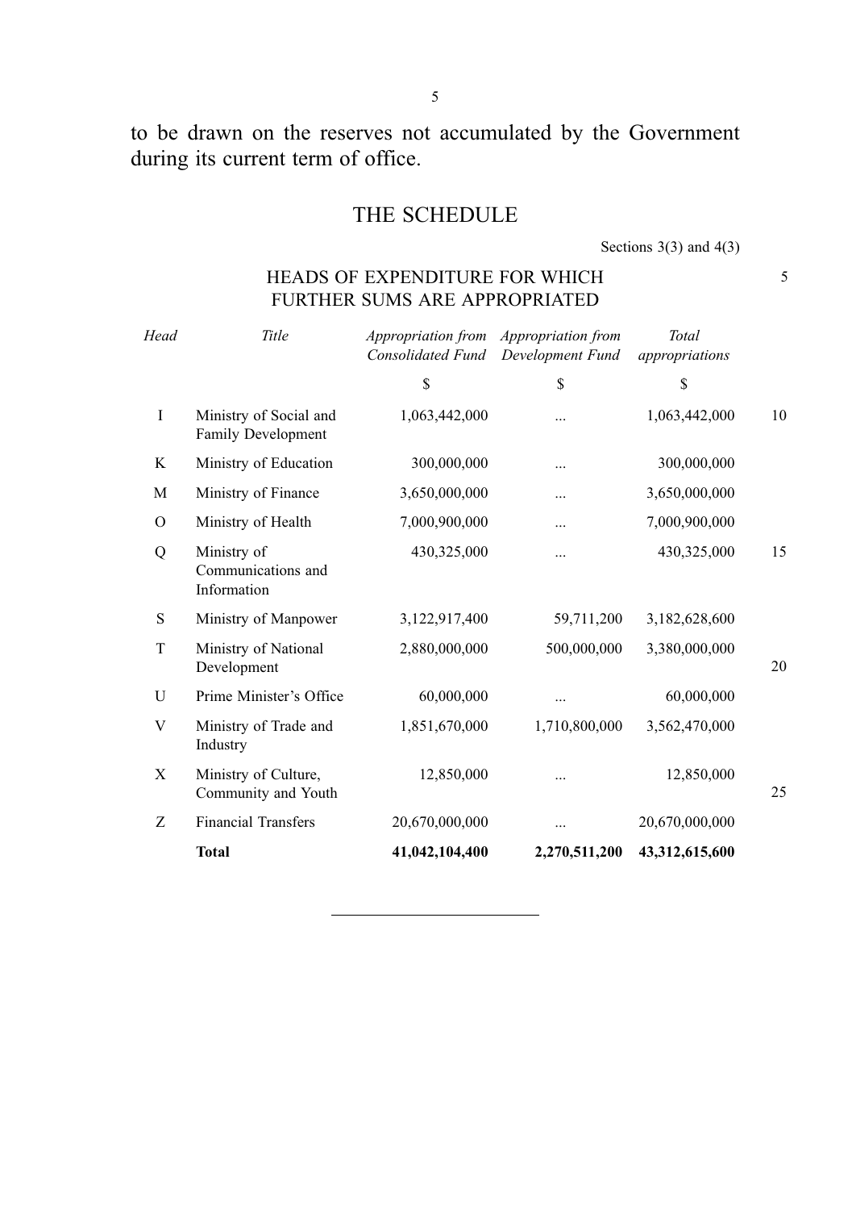to be drawn on the reserves not accumulated by the Government during its current term of office.

# THE SCHEDULE

Sections 3(3) and 4(3)

## HEADS OF EXPENDITURE FOR WHICH FURTHER SUMS ARE APPROPRIATED

| *Head* | *Title* | *Appropriation from Consolidated Fund* | *Appropriation from Development Fund* | *Total appropriations* |
|---|---|---|---|---|
| | | $ | $ | $ |
| I | Ministry of Social and Family Development | 1,063,442,000 | ... | 1,063,442,000 |
| K | Ministry of Education | 300,000,000 | ... | 300,000,000 |
| M | Ministry of Finance | 3,650,000,000 | ... | 3,650,000,000 |
| O | Ministry of Health | 7,000,900,000 | ... | 7,000,900,000 |
| Q | Ministry of Communications and Information | 430,325,000 | ... | 430,325,000 |
| S | Ministry of Manpower | 3,122,917,400 | 59,711,200 | 3,182,628,600 |
| T | Ministry of National Development | 2,880,000,000 | 500,000,000 | 3,380,000,000 |
| U | Prime Minister's Office | 60,000,000 | ... | 60,000,000 |
| V | Ministry of Trade and Industry | 1,851,670,000 | 1,710,800,000 | 3,562,470,000 |
| X | Ministry of Culture, Community and Youth | 12,850,000 | ... | 12,850,000 |
| Z | Financial Transfers | 20,670,000,000 | ... | 20,670,000,000 |
| | **Total** | **41,042,104,400** | **2,270,511,200** | **43,312,615,600** |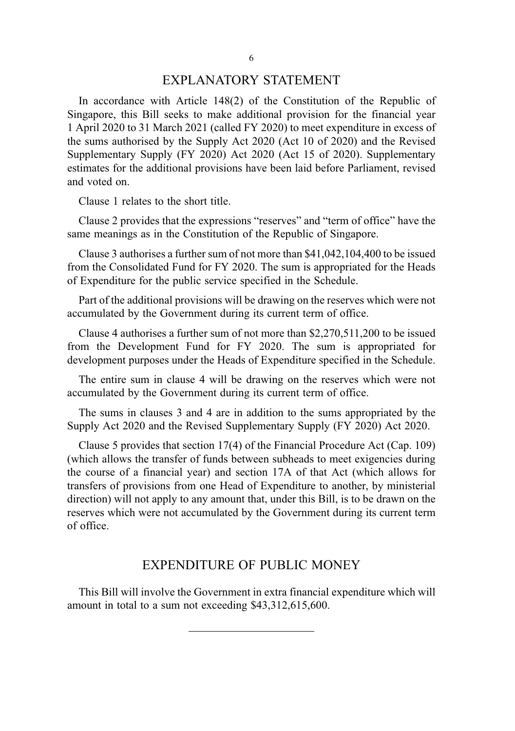## EXPLANATORY STATEMENT

In accordance with Article 148(2) of the Constitution of the Republic of Singapore, this Bill seeks to make additional provision for the financial year 1 April 2020 to 31 March 2021 (called FY 2020) to meet expenditure in excess of the sums authorised by the Supply Act 2020 (Act 10 of 2020) and the Revised Supplementary Supply (FY 2020) Act 2020 (Act 15 of 2020). Supplementary estimates for the additional provisions have been laid before Parliament, revised and voted on.

Clause 1 relates to the short title.

Clause 2 provides that the expressions "reserves" and "term of office" have the same meanings as in the Constitution of the Republic of Singapore.

Clause 3 authorises a further sum of not more than $41,042,104,400 to be issued from the Consolidated Fund for FY 2020. The sum is appropriated for the Heads of Expenditure for the public service specified in the Schedule.

Part of the additional provisions will be drawing on the reserves which were not accumulated by the Government during its current term of office.

Clause 4 authorises a further sum of not more than $2,270,511,200 to be issued from the Development Fund for FY 2020. The sum is appropriated for development purposes under the Heads of Expenditure specified in the Schedule.

The entire sum in clause 4 will be drawing on the reserves which were not accumulated by the Government during its current term of office.

The sums in clauses 3 and 4 are in addition to the sums appropriated by the Supply Act 2020 and the Revised Supplementary Supply (FY 2020) Act 2020.

Clause 5 provides that section 17(4) of the Financial Procedure Act (Cap. 109) (which allows the transfer of funds between subheads to meet exigencies during the course of a financial year) and section 17A of that Act (which allows for transfers of provisions from one Head of Expenditure to another, by ministerial direction) will not apply to any amount that, under this Bill, is to be drawn on the reserves which were not accumulated by the Government during its current term of office.

## EXPENDITURE OF PUBLIC MONEY

This Bill will involve the Government in extra financial expenditure which will amount in total to a sum not exceeding $43,312,615,600.